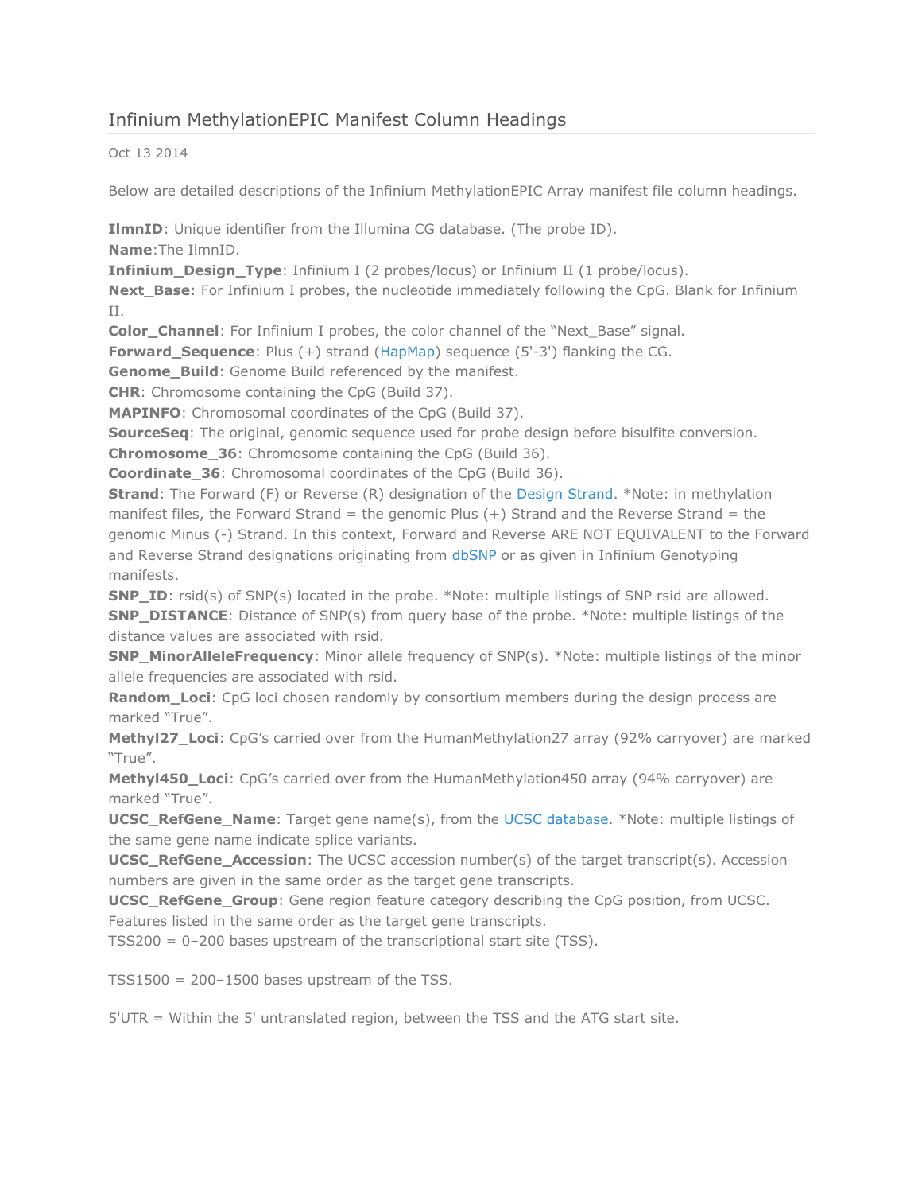# Infinium MethylationEPIC Manifest Column Headings

Oct 13 2014

Below are detailed descriptions of the Infinium MethylationEPIC Array manifest file column headings.

**IlmnID**: Unique identifier from the Illumina CG database. (The probe ID).
**Name**:The IlmnID.
**Infinium_Design_Type**: Infinium I (2 probes/locus) or Infinium II (1 probe/locus).
**Next_Base**: For Infinium I probes, the nucleotide immediately following the CpG. Blank for Infinium II.
**Color_Channel**: For Infinium I probes, the color channel of the "Next_Base" signal.
**Forward_Sequence**: Plus (+) strand (HapMap) sequence (5'-3') flanking the CG.
**Genome_Build**: Genome Build referenced by the manifest.
**CHR**: Chromosome containing the CpG (Build 37).
**MAPINFO**: Chromosomal coordinates of the CpG (Build 37).
**SourceSeq**: The original, genomic sequence used for probe design before bisulfite conversion.
**Chromosome_36**: Chromosome containing the CpG (Build 36).
**Coordinate_36**: Chromosomal coordinates of the CpG (Build 36).
**Strand**: The Forward (F) or Reverse (R) designation of the Design Strand. *Note: in methylation manifest files, the Forward Strand = the genomic Plus (+) Strand and the Reverse Strand = the genomic Minus (-) Strand. In this context, Forward and Reverse ARE NOT EQUIVALENT to the Forward and Reverse Strand designations originating from dbSNP or as given in Infinium Genotyping manifests.
**SNP_ID**: rsid(s) of SNP(s) located in the probe. *Note: multiple listings of SNP rsid are allowed.
**SNP_DISTANCE**: Distance of SNP(s) from query base of the probe. *Note: multiple listings of the distance values are associated with rsid.
**SNP_MinorAlleleFrequency**: Minor allele frequency of SNP(s). *Note: multiple listings of the minor allele frequencies are associated with rsid.
**Random_Loci**: CpG loci chosen randomly by consortium members during the design process are marked "True".
**Methyl27_Loci**: CpG's carried over from the HumanMethylation27 array (92% carryover) are marked "True".
**Methyl450_Loci**: CpG's carried over from the HumanMethylation450 array (94% carryover) are marked "True".
**UCSC_RefGene_Name**: Target gene name(s), from the UCSC database. *Note: multiple listings of the same gene name indicate splice variants.
**UCSC_RefGene_Accession**: The UCSC accession number(s) of the target transcript(s). Accession numbers are given in the same order as the target gene transcripts.
**UCSC_RefGene_Group**: Gene region feature category describing the CpG position, from UCSC. Features listed in the same order as the target gene transcripts.
TSS200 = 0–200 bases upstream of the transcriptional start site (TSS).

TSS1500 = 200–1500 bases upstream of the TSS.

5'UTR = Within the 5' untranslated region, between the TSS and the ATG start site.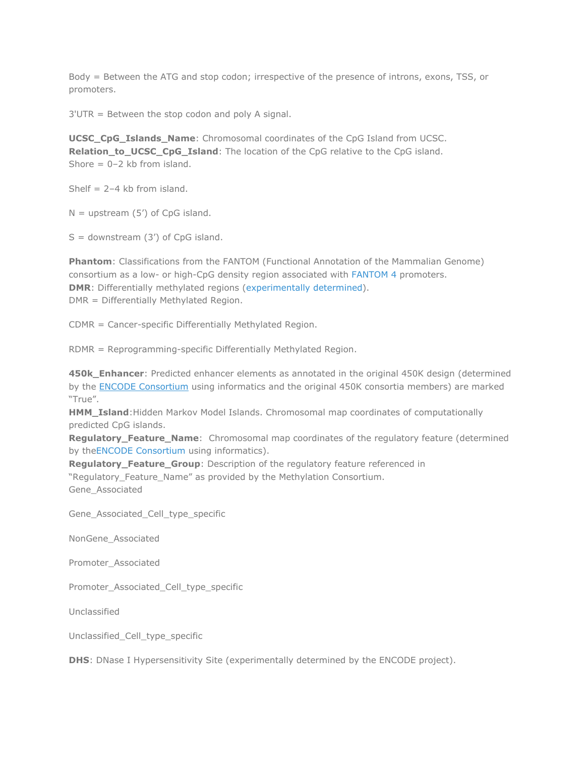Body = Between the ATG and stop codon; irrespective of the presence of introns, exons, TSS, or promoters.

3'UTR = Between the stop codon and poly A signal.

**UCSC_CpG_Islands_Name**: Chromosomal coordinates of the CpG Island from UCSC.
**Relation_to_UCSC_CpG_Island**: The location of the CpG relative to the CpG island.
Shore = 0–2 kb from island.

Shelf = 2–4 kb from island.

N = upstream (5′) of CpG island.

S = downstream (3′) of CpG island.

**Phantom**: Classifications from the FANTOM (Functional Annotation of the Mammalian Genome) consortium as a low- or high-CpG density region associated with FANTOM 4 promoters.
**DMR**: Differentially methylated regions (experimentally determined).
DMR = Differentially Methylated Region.

CDMR = Cancer-specific Differentially Methylated Region.

RDMR = Reprogramming-specific Differentially Methylated Region.

**450k_Enhancer**: Predicted enhancer elements as annotated in the original 450K design (determined by the ENCODE Consortium using informatics and the original 450K consortia members) are marked “True”.
**HMM_Island**:Hidden Markov Model Islands. Chromosomal map coordinates of computationally predicted CpG islands.
**Regulatory_Feature_Name**: Chromosomal map coordinates of the regulatory feature (determined by theENCODE Consortium using informatics).
**Regulatory_Feature_Group**: Description of the regulatory feature referenced in “Regulatory_Feature_Name” as provided by the Methylation Consortium.
Gene_Associated

Gene_Associated_Cell_type_specific

NonGene_Associated

Promoter_Associated

Promoter_Associated_Cell_type_specific

Unclassified

Unclassified_Cell_type_specific

**DHS**: DNase I Hypersensitivity Site (experimentally determined by the ENCODE project).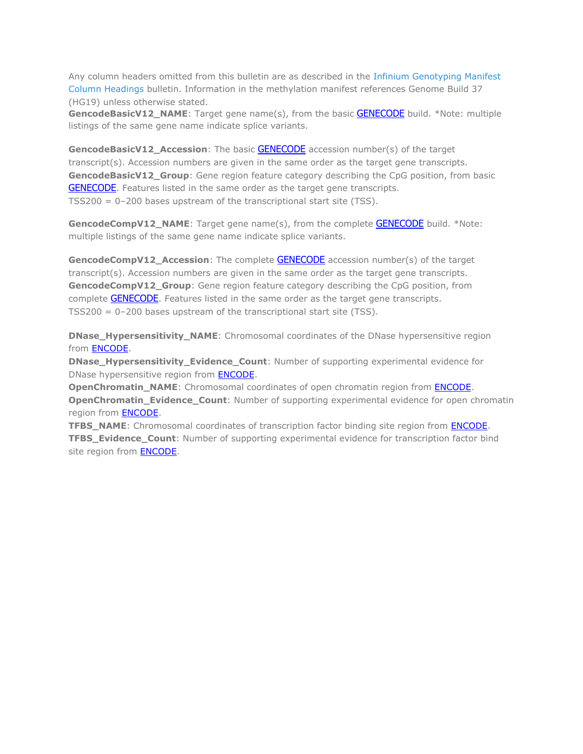Any column headers omitted from this bulletin are as described in the Infinium Genotyping Manifest Column Headings bulletin. Information in the methylation manifest references Genome Build 37 (HG19) unless otherwise stated.

**GencodeBasicV12_NAME**: Target gene name(s), from the basic GENECODE build. *Note: multiple listings of the same gene name indicate splice variants.

**GencodeBasicV12_Accession**: The basic GENECODE accession number(s) of the target transcript(s). Accession numbers are given in the same order as the target gene transcripts.

**GencodeBasicV12_Group**: Gene region feature category describing the CpG position, from basic GENECODE. Features listed in the same order as the target gene transcripts.
TSS200 = 0–200 bases upstream of the transcriptional start site (TSS).

**GencodeCompV12_NAME**: Target gene name(s), from the complete GENECODE build. *Note: multiple listings of the same gene name indicate splice variants.

**GencodeCompV12_Accession**: The complete GENECODE accession number(s) of the target transcript(s). Accession numbers are given in the same order as the target gene transcripts.

**GencodeCompV12_Group**: Gene region feature category describing the CpG position, from complete GENECODE. Features listed in the same order as the target gene transcripts.
TSS200 = 0–200 bases upstream of the transcriptional start site (TSS).

**DNase_Hypersensitivity_NAME**: Chromosomal coordinates of the DNase hypersensitive region from ENCODE.

**DNase_Hypersensitivity_Evidence_Count**: Number of supporting experimental evidence for DNase hypersensitive region from ENCODE.

**OpenChromatin_NAME**: Chromosomal coordinates of open chromatin region from ENCODE.

**OpenChromatin_Evidence_Count**: Number of supporting experimental evidence for open chromatin region from ENCODE.

**TFBS_NAME**: Chromosomal coordinates of transcription factor binding site region from ENCODE.

**TFBS_Evidence_Count**: Number of supporting experimental evidence for transcription factor bind site region from ENCODE.